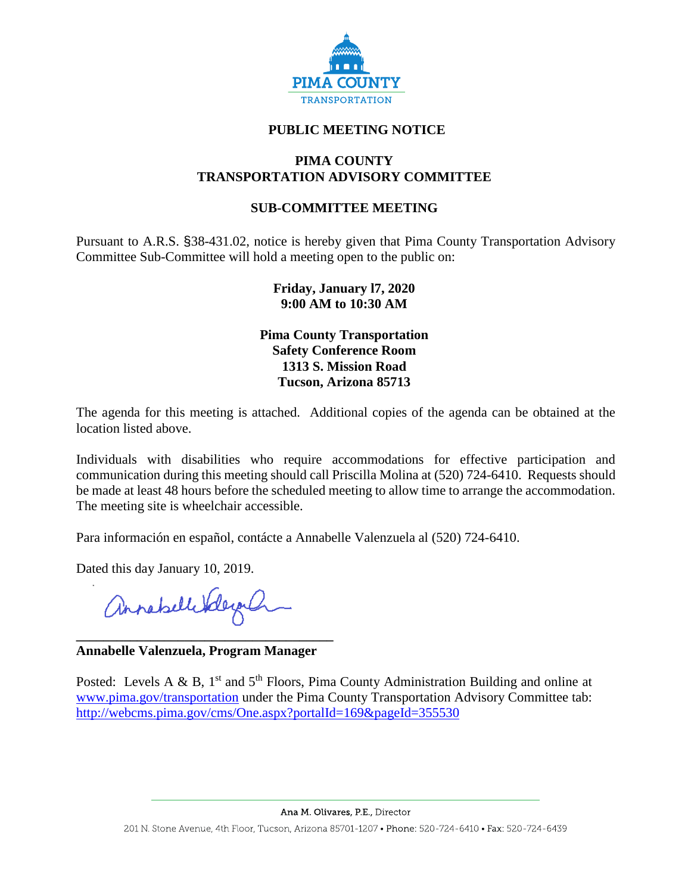PIMA COUNTY
TRANSPORTATION

# PUBLIC MEETING NOTICE

## PIMA COUNTY
## TRANSPORTATION ADVISORY COMMITTEE

## SUB-COMMITTEE MEETING

Pursuant to A.R.S. §38-431.02, notice is hereby given that Pima County Transportation Advisory Committee Sub-Committee will hold a meeting open to the public on:

**Friday, January l7, 2020**
**9:00 AM to 10:30 AM**

**Pima County Transportation**
**Safety Conference Room**
**1313 S. Mission Road**
**Tucson, Arizona 85713**

The agenda for this meeting is attached. Additional copies of the agenda can be obtained at the location listed above.

Individuals with disabilities who require accommodations for effective participation and communication during this meeting should call Priscilla Molina at (520) 724-6410. Requests should be made at least 48 hours before the scheduled meeting to allow time to arrange the accommodation. The meeting site is wheelchair accessible.

Para información en español, contácte a Annabelle Valenzuela al (520) 724-6410.

Dated this day January 10, 2019.

**Annabelle Valenzuela, Program Manager**

Posted: Levels A & B, 1st and 5th Floors, Pima County Administration Building and online at www.pima.gov/transportation under the Pima County Transportation Advisory Committee tab: http://webcms.pima.gov/cms/One.aspx?portalId=169&pageId=355530

Ana M. Olivares, P.E., Director

201 N. Stone Avenue, 4th Floor, Tucson, Arizona 85701-1207 • Phone: 520-724-6410 • Fax: 520-724-6439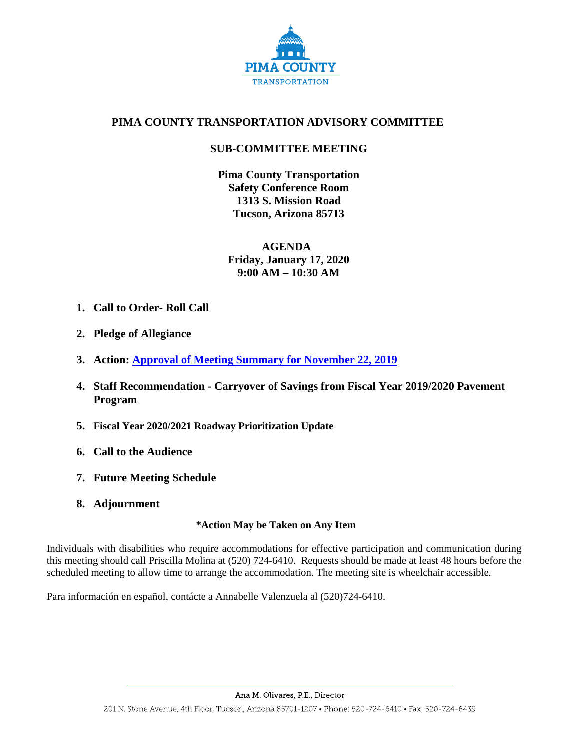PIMA COUNTY TRANSPORTATION

# PIMA COUNTY TRANSPORTATION ADVISORY COMMITTEE

## SUB-COMMITTEE MEETING

**Pima County Transportation**
**Safety Conference Room**
**1313 S. Mission Road**
**Tucson, Arizona 85713**

**AGENDA**
**Friday, January 17, 2020**
**9:00 AM – 10:30 AM**

1. **Call to Order- Roll Call**
2. **Pledge of Allegiance**
3. **Action: Approval of Meeting Summary for November 22, 2019**
4. **Staff Recommendation - Carryover of Savings from Fiscal Year 2019/2020 Pavement Program**
5. **Fiscal Year 2020/2021 Roadway Prioritization Update**
6. **Call to the Audience**
7. **Future Meeting Schedule**
8. **Adjournment**

**\*Action May be Taken on Any Item**

Individuals with disabilities who require accommodations for effective participation and communication during this meeting should call Priscilla Molina at (520) 724-6410. Requests should be made at least 48 hours before the scheduled meeting to allow time to arrange the accommodation. The meeting site is wheelchair accessible.

Para información en español, contácte a Annabelle Valenzuela al (520)724-6410.

Ana M. Olivares, P.E., Director
201 N. Stone Avenue, 4th Floor, Tucson, Arizona 85701-1207 • Phone: 520-724-6410 • Fax: 520-724-6439